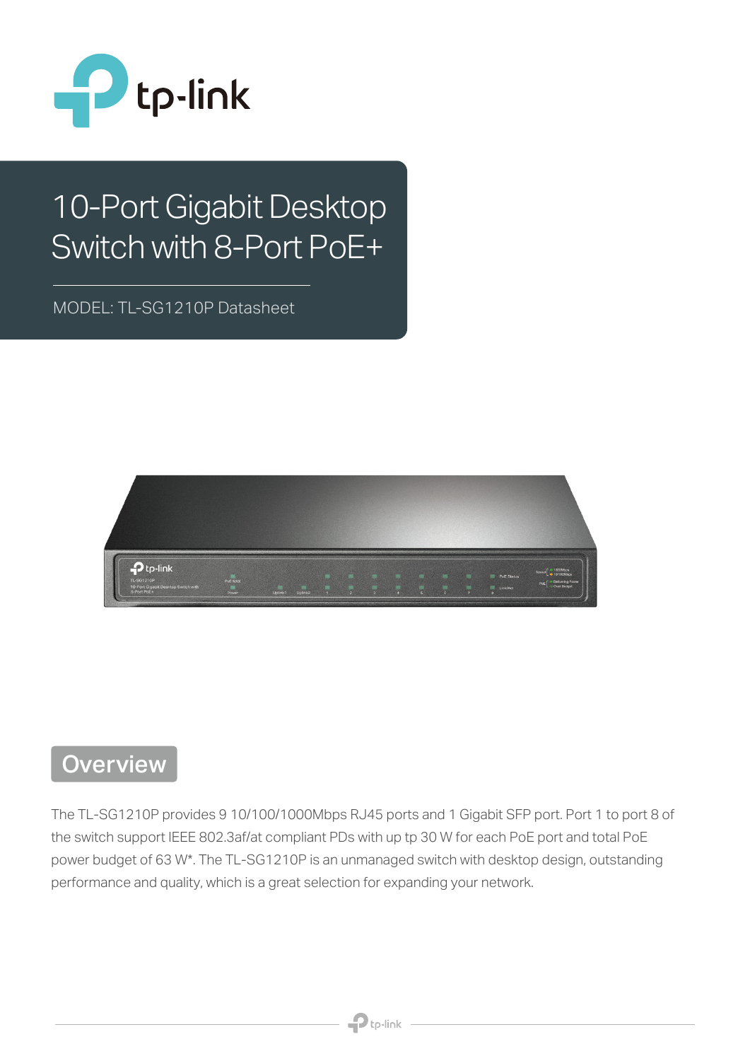# 10-Port Gigabit Desktop Switch with 8-Port PoE+

MODEL: TL-SG1210P Datasheet

## Overview

The TL-SG1210P provides 9 10/100/1000Mbps RJ45 ports and 1 Gigabit SFP port. Port 1 to port 8 of the switch support IEEE 802.3af/at compliant PDs with up tp 30 W for each PoE port and total PoE power budget of 63 W*. The TL-SG1210P is an unmanaged switch with desktop design, outstanding performance and quality, which is a great selection for expanding your network.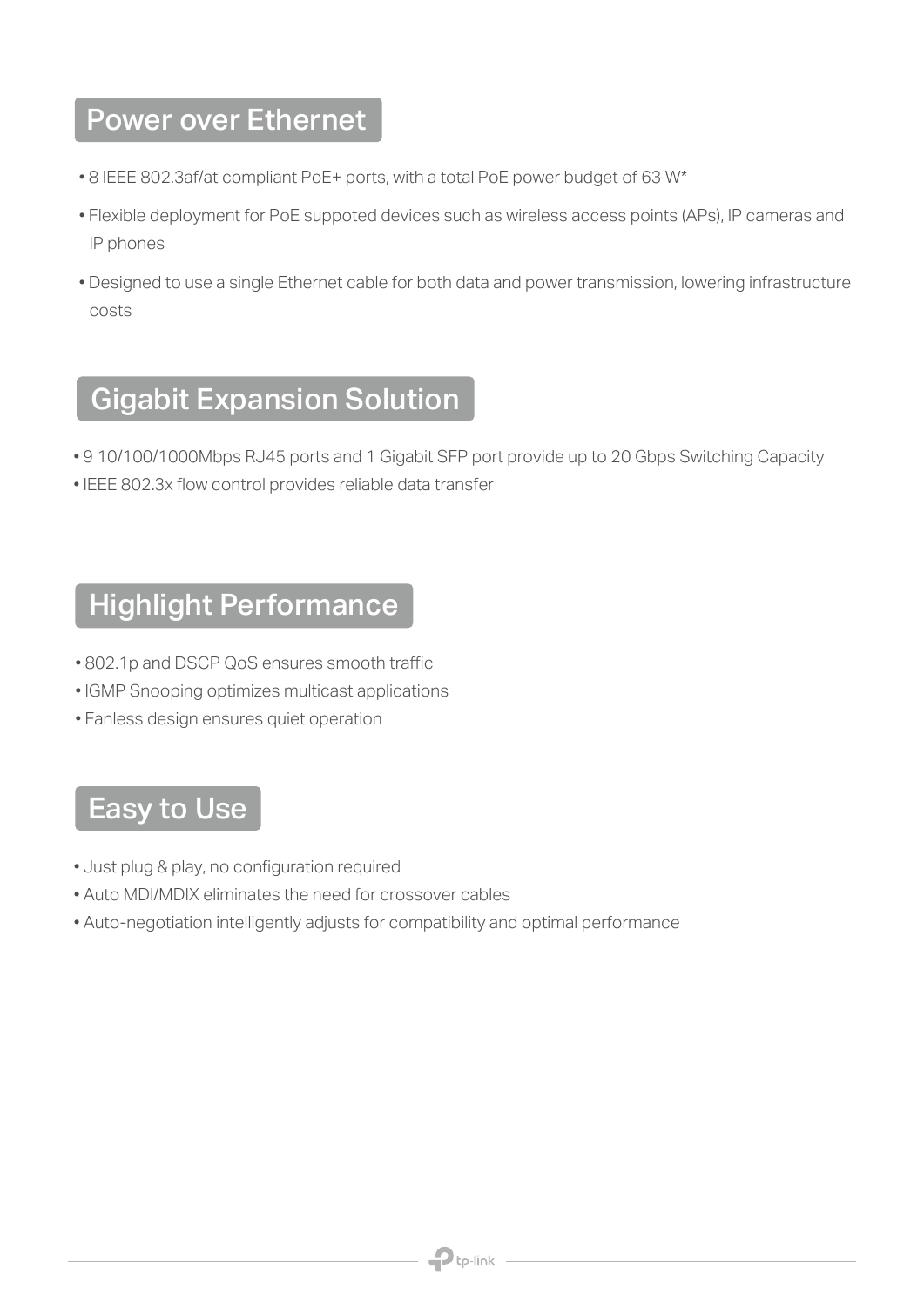## Power over Ethernet

- 8 IEEE 802.3af/at compliant PoE+ ports, with a total PoE power budget of 63 W*
- Flexible deployment for PoE suppoted devices such as wireless access points (APs), IP cameras and IP phones
- Designed to use a single Ethernet cable for both data and power transmission, lowering infrastructure costs

## Gigabit Expansion Solution

- 9 10/100/1000Mbps RJ45 ports and 1 Gigabit SFP port provide up to 20 Gbps Switching Capacity
- IEEE 802.3x flow control provides reliable data transfer

## Highlight Performance

- 802.1p and DSCP QoS ensures smooth traffic
- IGMP Snooping optimizes multicast applications
- Fanless design ensures quiet operation

## Easy to Use

- Just plug & play, no configuration required
- Auto MDI/MDIX eliminates the need for crossover cables
- Auto-negotiation intelligently adjusts for compatibility and optimal performance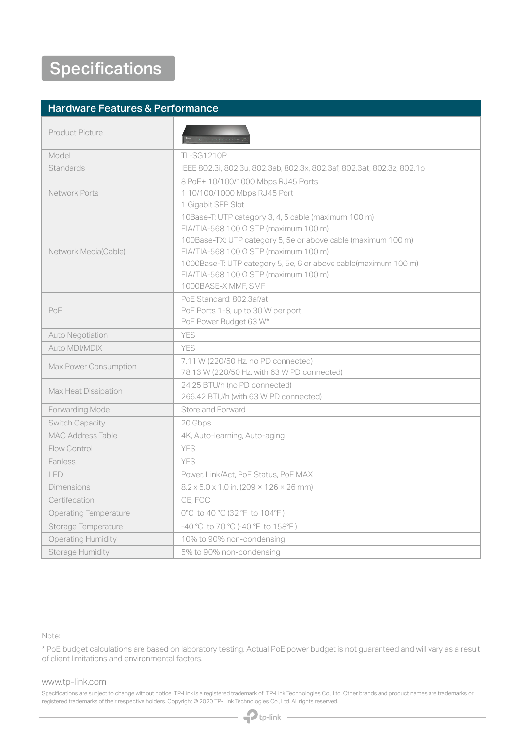# Specifications

| Hardware Features & Performance | |
|---|---|
| Product Picture | |
| Model | TL-SG1210P |
| Standards | IEEE 802.3i, 802.3u, 802.3ab, 802.3x, 802.3af, 802.3at, 802.3z, 802.1p |
| Network Ports | 8 PoE+ 10/100/1000 Mbps RJ45 Ports<br>1 10/100/1000 Mbps RJ45 Port<br>1 Gigabit SFP Slot |
| Network Media(Cable) | 10Base-T: UTP category 3, 4, 5 cable (maximum 100 m)<br>EIA/TIA-568 100 Ω STP (maximum 100 m)<br>100Base-TX: UTP category 5, 5e or above cable (maximum 100 m)<br>EIA/TIA-568 100 Ω STP (maximum 100 m)<br>1000Base-T: UTP category 5, 5e, 6 or above cable(maximum 100 m)<br>EIA/TIA-568 100 Ω STP (maximum 100 m)<br>1000BASE-X MMF, SMF |
| PoE | PoE Standard: 802.3af/at<br>PoE Ports 1-8, up to 30 W per port<br>PoE Power Budget 63 W* |
| Auto Negotiation | YES |
| Auto MDI/MDIX | YES |
| Max Power Consumption | 7.11 W (220/50 Hz. no PD connected)<br>78.13 W (220/50 Hz. with 63 W PD connected) |
| Max Heat Dissipation | 24.25 BTU/h (no PD connected)<br>266.42 BTU/h (with 63 W PD connected) |
| Forwarding Mode | Store and Forward |
| Switch Capacity | 20 Gbps |
| MAC Address Table | 4K, Auto-learning, Auto-aging |
| Flow Control | YES |
| Fanless | YES |
| LED | Power, Link/Act, PoE Status, PoE MAX |
| Dimensions | 8.2 x 5.0 x 1.0 in. (209 × 126 × 26 mm) |
| Certifecation | CE, FCC |
| Operating Temperature | 0°C to 40 °C (32 °F to 104°F ) |
| Storage Temperature | -40 °C to 70 °C (-40 °F to 158°F ) |
| Operating Humidity | 10% to 90% non-condensing |
| Storage Humidity | 5% to 90% non-condensing |

Note:

* PoE budget calculations are based on laboratory testing. Actual PoE power budget is not guaranteed and will vary as a result of client limitations and environmental factors.

www.tp-link.com

Specifications are subject to change without notice. TP-Link is a registered trademark of TP-Link Technologies Co., Ltd. Other brands and product names are trademarks or registered trademarks of their respective holders. Copyright © 2020 TP-Link Technologies Co., Ltd. All rights reserved.